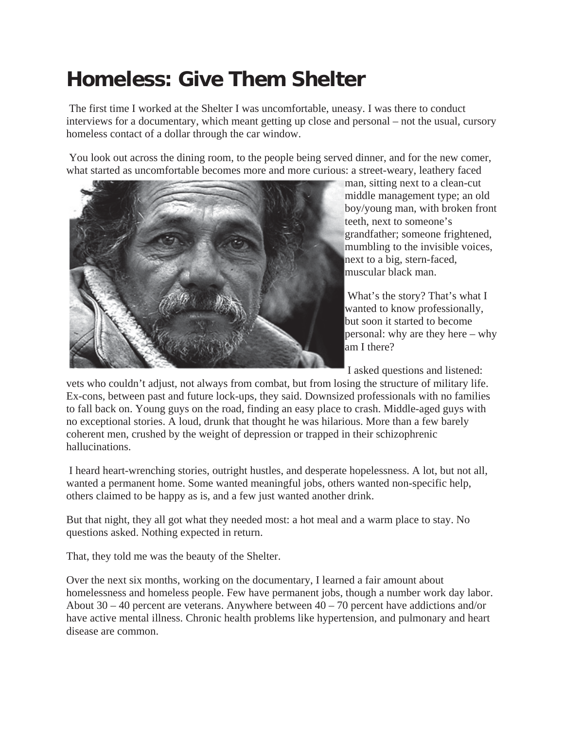# Homeless: Give Them Shelter

The first time I worked at the Shelter I was uncomfortable, uneasy. I was there to conduct interviews for a documentary, which meant getting up close and personal – not the usual, cursory homeless contact of a dollar through the car window.

You look out across the dining room, to the people being served dinner, and for the new comer, what started as uncomfortable becomes more and more curious: a street-weary, leathery faced man, sitting next to a clean-cut middle management type; an old boy/young man, with broken front teeth, next to someone's grandfather; someone frightened, mumbling to the invisible voices, next to a big, stern-faced, muscular black man.

What's the story? That's what I wanted to know professionally, but soon it started to become personal: why are they here – why am I there?

I asked questions and listened: vets who couldn't adjust, not always from combat, but from losing the structure of military life. Ex-cons, between past and future lock-ups, they said. Downsized professionals with no families to fall back on. Young guys on the road, finding an easy place to crash. Middle-aged guys with no exceptional stories. A loud, drunk that thought he was hilarious. More than a few barely coherent men, crushed by the weight of depression or trapped in their schizophrenic hallucinations.

I heard heart-wrenching stories, outright hustles, and desperate hopelessness. A lot, but not all, wanted a permanent home. Some wanted meaningful jobs, others wanted non-specific help, others claimed to be happy as is, and a few just wanted another drink.

But that night, they all got what they needed most: a hot meal and a warm place to stay. No questions asked. Nothing expected in return.

That, they told me was the beauty of the Shelter.

Over the next six months, working on the documentary, I learned a fair amount about homelessness and homeless people. Few have permanent jobs, though a number work day labor. About 30 – 40 percent are veterans. Anywhere between 40 – 70 percent have addictions and/or have active mental illness. Chronic health problems like hypertension, and pulmonary and heart disease are common.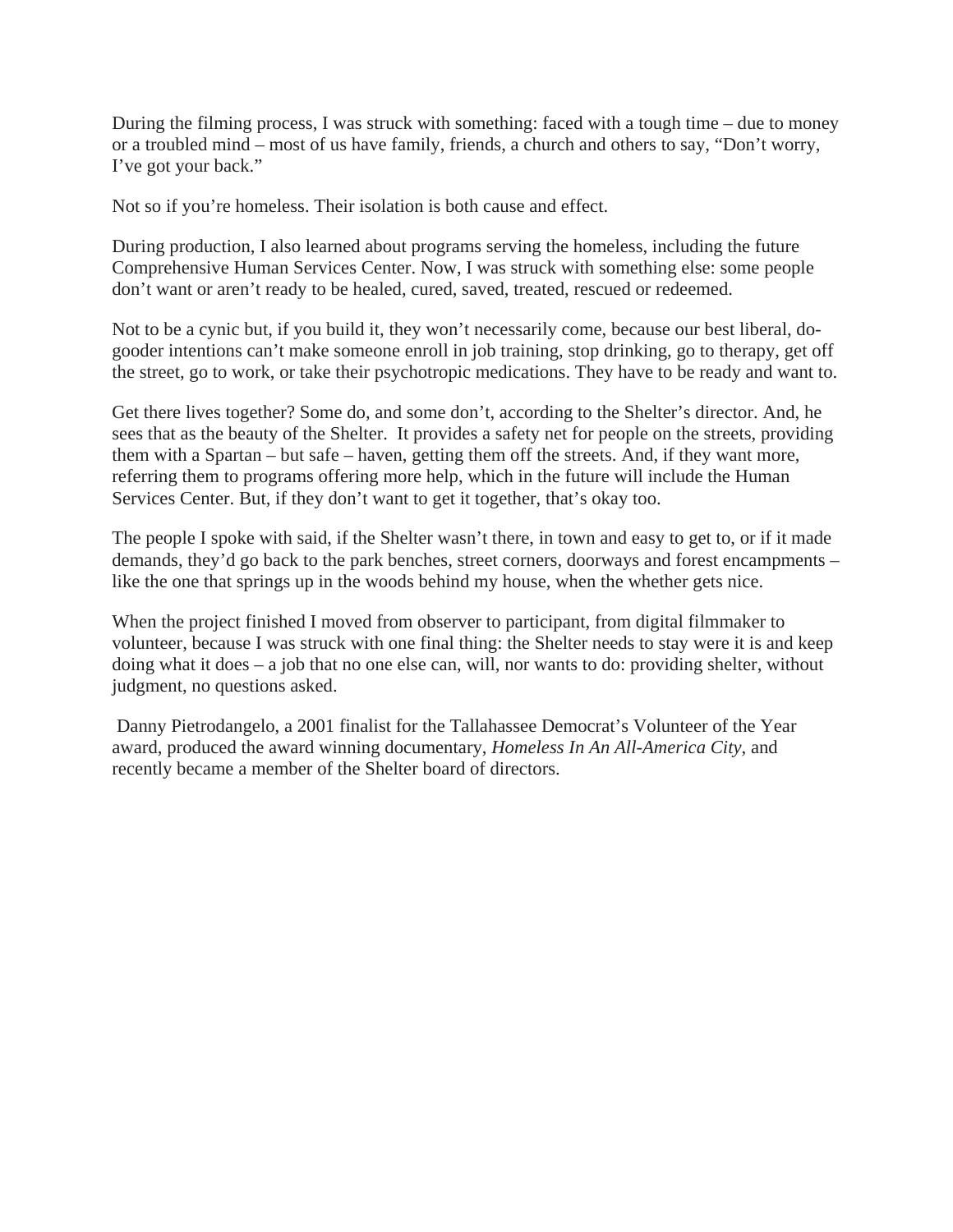During the filming process, I was struck with something: faced with a tough time – due to money or a troubled mind – most of us have family, friends, a church and others to say, "Don't worry, I've got your back."

Not so if you're homeless. Their isolation is both cause and effect.

During production, I also learned about programs serving the homeless, including the future Comprehensive Human Services Center. Now, I was struck with something else: some people don't want or aren't ready to be healed, cured, saved, treated, rescued or redeemed.

Not to be a cynic but, if you build it, they won't necessarily come, because our best liberal, do-gooder intentions can't make someone enroll in job training, stop drinking, go to therapy, get off the street, go to work, or take their psychotropic medications. They have to be ready and want to.

Get there lives together? Some do, and some don't, according to the Shelter's director. And, he sees that as the beauty of the Shelter. It provides a safety net for people on the streets, providing them with a Spartan – but safe – haven, getting them off the streets. And, if they want more, referring them to programs offering more help, which in the future will include the Human Services Center. But, if they don't want to get it together, that's okay too.

The people I spoke with said, if the Shelter wasn't there, in town and easy to get to, or if it made demands, they'd go back to the park benches, street corners, doorways and forest encampments – like the one that springs up in the woods behind my house, when the whether gets nice.

When the project finished I moved from observer to participant, from digital filmmaker to volunteer, because I was struck with one final thing: the Shelter needs to stay were it is and keep doing what it does – a job that no one else can, will, nor wants to do: providing shelter, without judgment, no questions asked.

Danny Pietrodangelo, a 2001 finalist for the Tallahassee Democrat's Volunteer of the Year award, produced the award winning documentary, *Homeless In An All-America City*, and recently became a member of the Shelter board of directors.